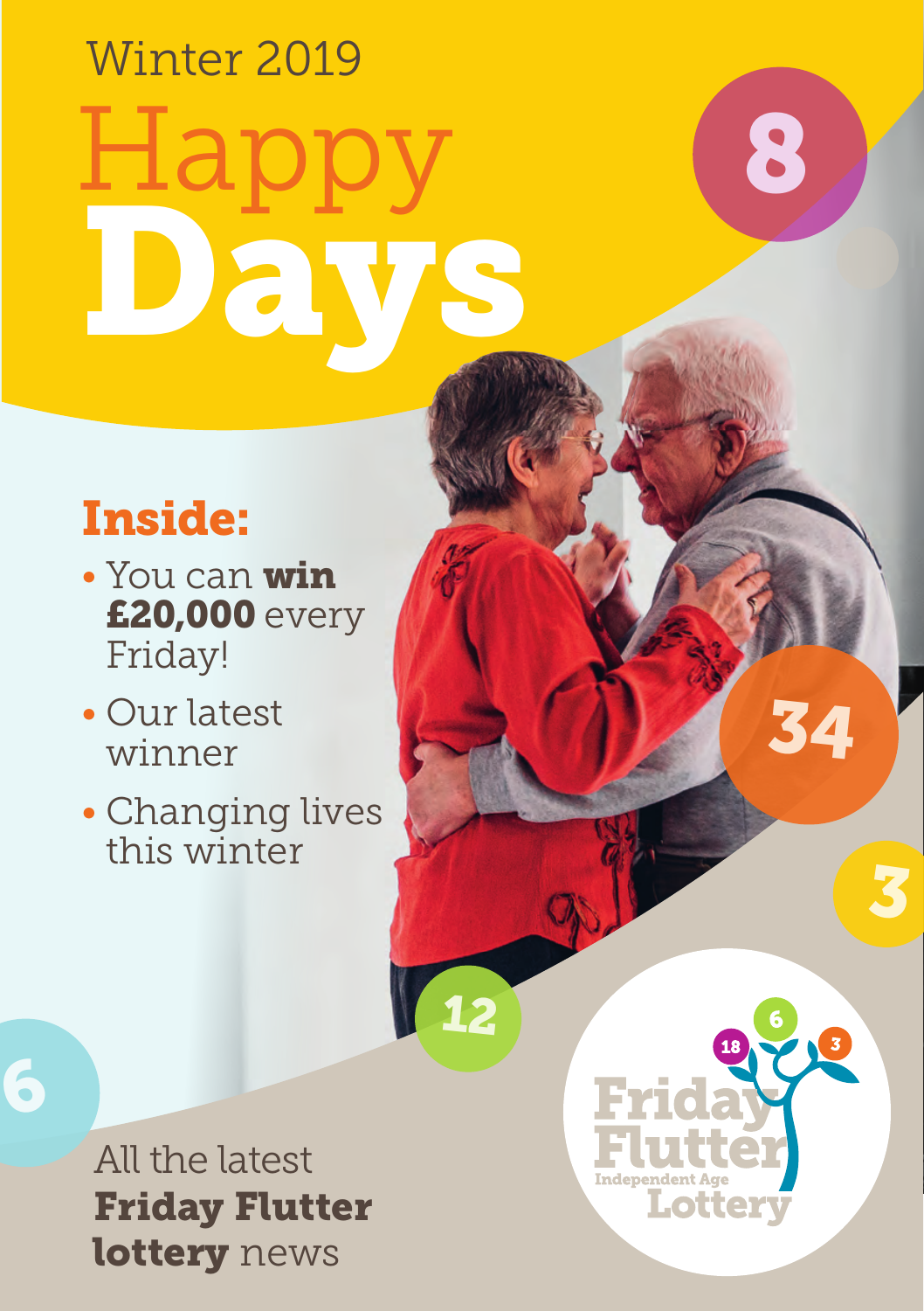Winter 2019

# Happy **Days**

## Inside:

- You can **win £20,000** every Friday!
- Our latest winner
- Changing lives this winter

All the latest **Friday Flutter lottery** news

Friday Flutter
Independent Age
Lottery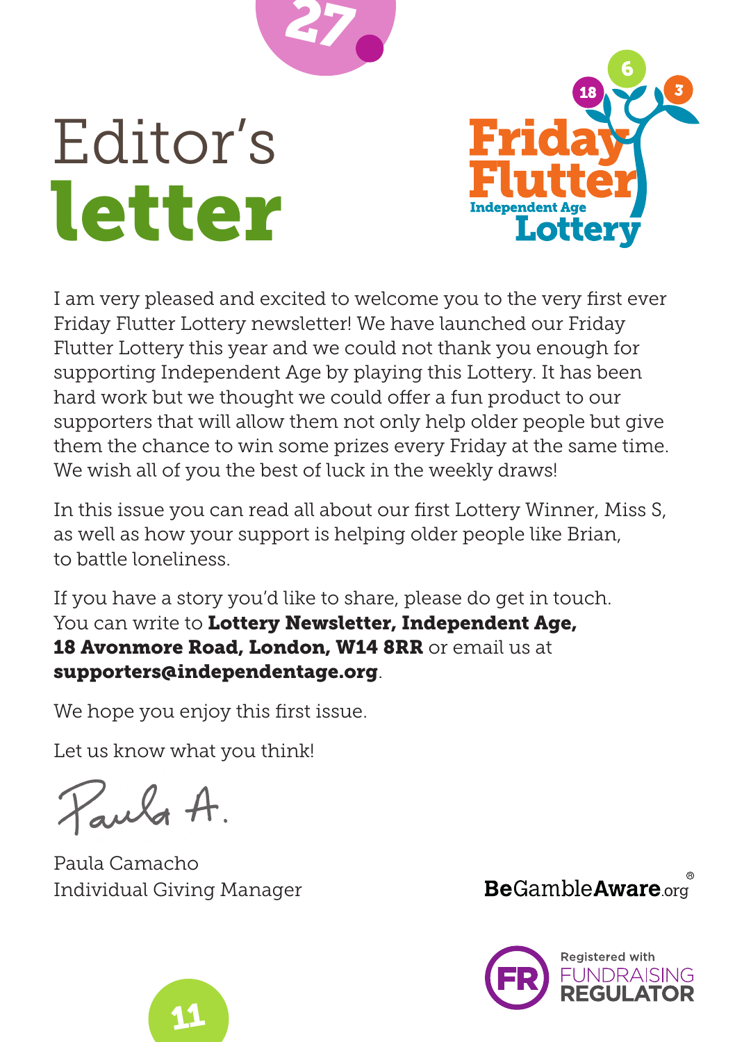# Editor's letter

I am very pleased and excited to welcome you to the very first ever Friday Flutter Lottery newsletter! We have launched our Friday Flutter Lottery this year and we could not thank you enough for supporting Independent Age by playing this Lottery. It has been hard work but we thought we could offer a fun product to our supporters that will allow them not only help older people but give them the chance to win some prizes every Friday at the same time. We wish all of you the best of luck in the weekly draws!

In this issue you can read all about our first Lottery Winner, Miss S, as well as how your support is helping older people like Brian, to battle loneliness.

If you have a story you'd like to share, please do get in touch. You can write to **Lottery Newsletter, Independent Age, 18 Avonmore Road, London, W14 8RR** or email us at **supporters@independentage.org**.

We hope you enjoy this first issue.

Let us know what you think!

Paula A.

Paula Camacho
Individual Giving Manager

BeGambleAware.org

Registered with FUNDRAISING REGULATOR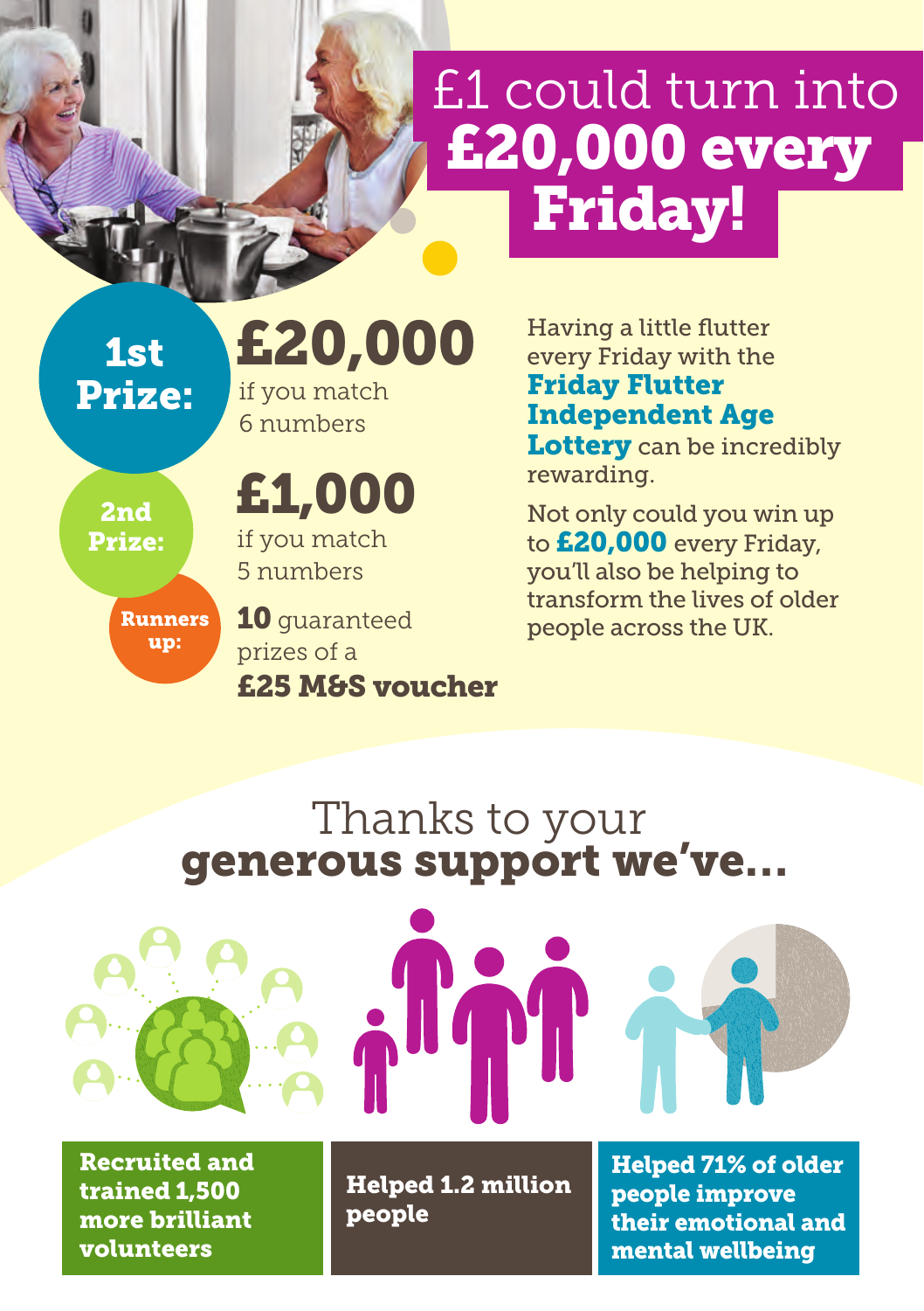# £1 could turn into **£20,000 every Friday!**

**1st Prize:** **£20,000** if you match 6 numbers

**2nd Prize:** **£1,000** if you match 5 numbers

**Runners up:** **10** guaranteed prizes of a **£25 M&S voucher**

Having a little flutter every Friday with the **Friday Flutter Independent Age Lottery** can be incredibly rewarding.

Not only could you win up to **£20,000** every Friday, you'll also be helping to transform the lives of older people across the UK.

## Thanks to your **generous support we've...**

**Recruited and trained 1,500 more brilliant volunteers**

**Helped 1.2 million people**

**Helped 71% of older people improve their emotional and mental wellbeing**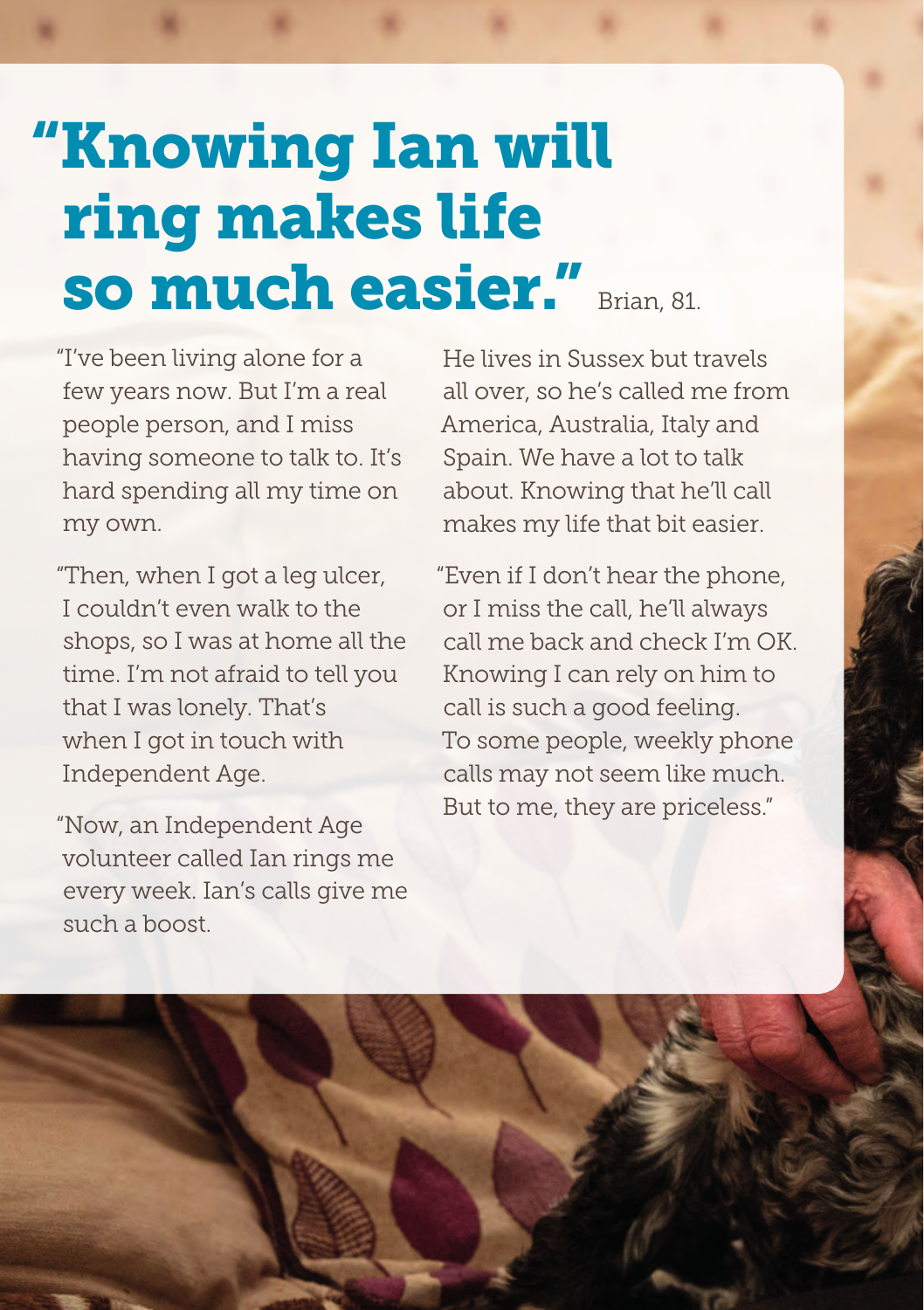# "Knowing Ian will ring makes life so much easier." Brian, 81.

"I've been living alone for a few years now. But I'm a real people person, and I miss having someone to talk to. It's hard spending all my time on my own.

"Then, when I got a leg ulcer, I couldn't even walk to the shops, so I was at home all the time. I'm not afraid to tell you that I was lonely. That's when I got in touch with Independent Age.

"Now, an Independent Age volunteer called Ian rings me every week. Ian's calls give me such a boost.

He lives in Sussex but travels all over, so he's called me from America, Australia, Italy and Spain. We have a lot to talk about. Knowing that he'll call makes my life that bit easier.

"Even if I don't hear the phone, or I miss the call, he'll always call me back and check I'm OK. Knowing I can rely on him to call is such a good feeling. To some people, weekly phone calls may not seem like much. But to me, they are priceless."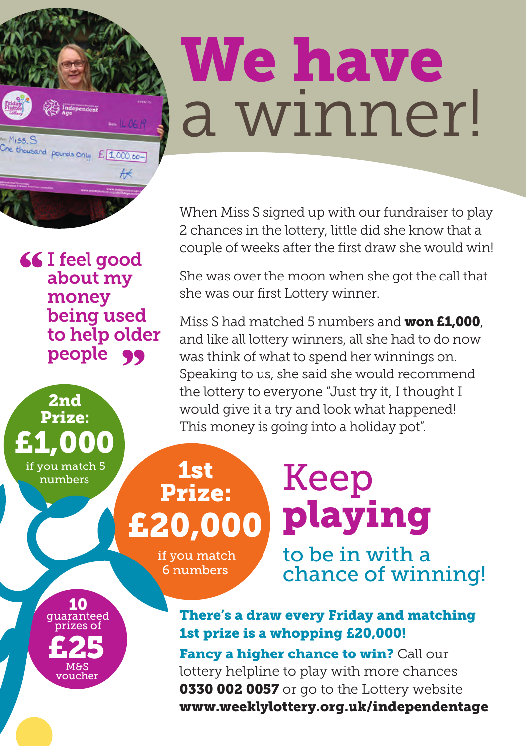# We have a winner!

When Miss S signed up with our fundraiser to play 2 chances in the lottery, little did she know that a couple of weeks after the first draw she would win!

She was over the moon when she got the call that she was our first Lottery winner.

Miss S had matched 5 numbers and **won £1,000**, and like all lottery winners, all she had to do now was think of what to spend her winnings on. Speaking to us, she said she would recommend the lottery to everyone "Just try it, I thought I would give it a try and look what happened! This money is going into a holiday pot".

> "I feel good about my money being used to help older people"

**2nd Prize: £1,000** if you match 5 numbers

**1st Prize: £20,000** if you match 6 numbers

**10** guaranteed prizes of **£25** M&S voucher

## Keep **playing** to be in with a chance of winning!

**There's a draw every Friday and matching 1st prize is a whopping £20,000!**

**Fancy a higher chance to win?** Call our lottery helpline to play with more chances **0330 002 0057** or go to the Lottery website **www.weeklylottery.org.uk/independentage**